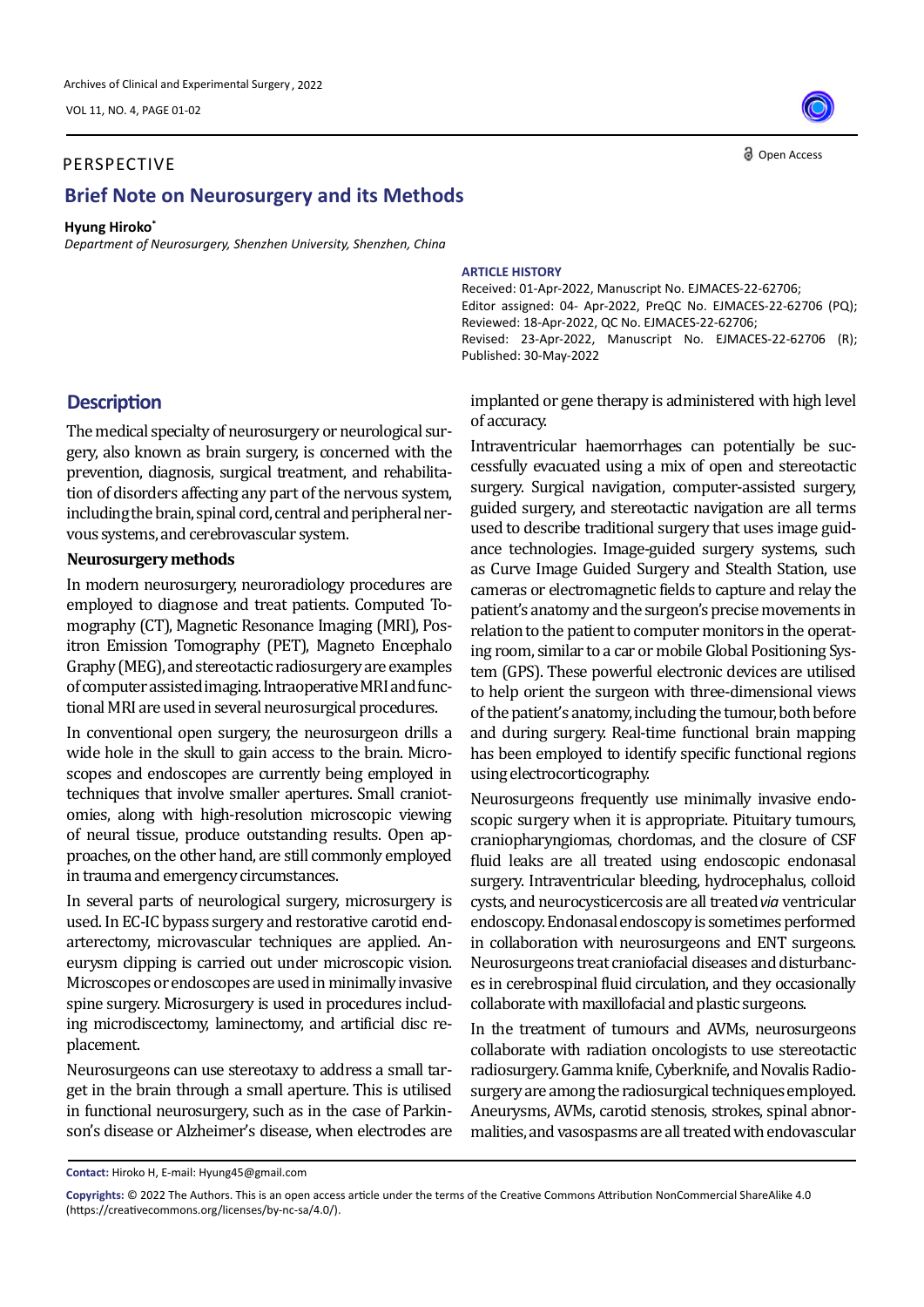PERSPECTIVE

# Brief Note on Neurosurgery and its Methods

**Hyung Hiroko***

*Department of Neurosurgery, Shenzhen University, Shenzhen, China*

**ARTICLE HISTORY**

Received: 01-Apr-2022, Manuscript No. EJMACES-22-62706;
Editor assigned: 04- Apr-2022, PreQC No. EJMACES-22-62706 (PQ);
Reviewed: 18-Apr-2022, QC No. EJMACES-22-62706;
Revised: 23-Apr-2022, Manuscript No. EJMACES-22-62706 (R);
Published: 30-May-2022

## Description

The medical specialty of neurosurgery or neurological surgery, also known as brain surgery, is concerned with the prevention, diagnosis, surgical treatment, and rehabilitation of disorders affecting any part of the nervous system, including the brain, spinal cord, central and peripheral nervous systems, and cerebrovascular system.

### Neurosurgery methods

In modern neurosurgery, neuroradiology procedures are employed to diagnose and treat patients. Computed Tomography (CT), Magnetic Resonance Imaging (MRI), Positron Emission Tomography (PET), Magneto Encephalo Graphy (MEG), and stereotactic radiosurgery are examples of computer assisted imaging. Intraoperative MRI and functional MRI are used in several neurosurgical procedures.

In conventional open surgery, the neurosurgeon drills a wide hole in the skull to gain access to the brain. Microscopes and endoscopes are currently being employed in techniques that involve smaller apertures. Small craniotomies, along with high-resolution microscopic viewing of neural tissue, produce outstanding results. Open approaches, on the other hand, are still commonly employed in trauma and emergency circumstances.

In several parts of neurological surgery, microsurgery is used. In EC-IC bypass surgery and restorative carotid endarterectomy, microvascular techniques are applied. Aneurysm clipping is carried out under microscopic vision. Microscopes or endoscopes are used in minimally invasive spine surgery. Microsurgery is used in procedures including microdiscectomy, laminectomy, and artificial disc replacement.

Neurosurgeons can use stereotaxy to address a small target in the brain through a small aperture. This is utilised in functional neurosurgery, such as in the case of Parkinson's disease or Alzheimer's disease, when electrodes are implanted or gene therapy is administered with high level of accuracy.

Intraventricular haemorrhages can potentially be successfully evacuated using a mix of open and stereotactic surgery. Surgical navigation, computer-assisted surgery, guided surgery, and stereotactic navigation are all terms used to describe traditional surgery that uses image guidance technologies. Image-guided surgery systems, such as Curve Image Guided Surgery and Stealth Station, use cameras or electromagnetic fields to capture and relay the patient's anatomy and the surgeon's precise movements in relation to the patient to computer monitors in the operating room, similar to a car or mobile Global Positioning System (GPS). These powerful electronic devices are utilised to help orient the surgeon with three-dimensional views of the patient's anatomy, including the tumour, both before and during surgery. Real-time functional brain mapping has been employed to identify specific functional regions using electrocorticography.

Neurosurgeons frequently use minimally invasive endoscopic surgery when it is appropriate. Pituitary tumours, craniopharyngiomas, chordomas, and the closure of CSF fluid leaks are all treated using endoscopic endonasal surgery. Intraventricular bleeding, hydrocephalus, colloid cysts, and neurocysticercosis are all treated *via* ventricular endoscopy. Endonasal endoscopy is sometimes performed in collaboration with neurosurgeons and ENT surgeons. Neurosurgeons treat craniofacial diseases and disturbances in cerebrospinal fluid circulation, and they occasionally collaborate with maxillofacial and plastic surgeons.

In the treatment of tumours and AVMs, neurosurgeons collaborate with radiation oncologists to use stereotactic radiosurgery. Gamma knife, Cyberknife, and Novalis Radiosurgery are among the radiosurgical techniques employed. Aneurysms, AVMs, carotid stenosis, strokes, spinal abnormalities, and vasospasms are all treated with endovascular

**Contact:** Hiroko H, E-mail: Hyung45@gmail.com

**Copyrights:** © 2022 The Authors. This is an open access article under the terms of the Creative Commons Attribution NonCommercial ShareAlike 4.0 (https://creativecommons.org/licenses/by-nc-sa/4.0/).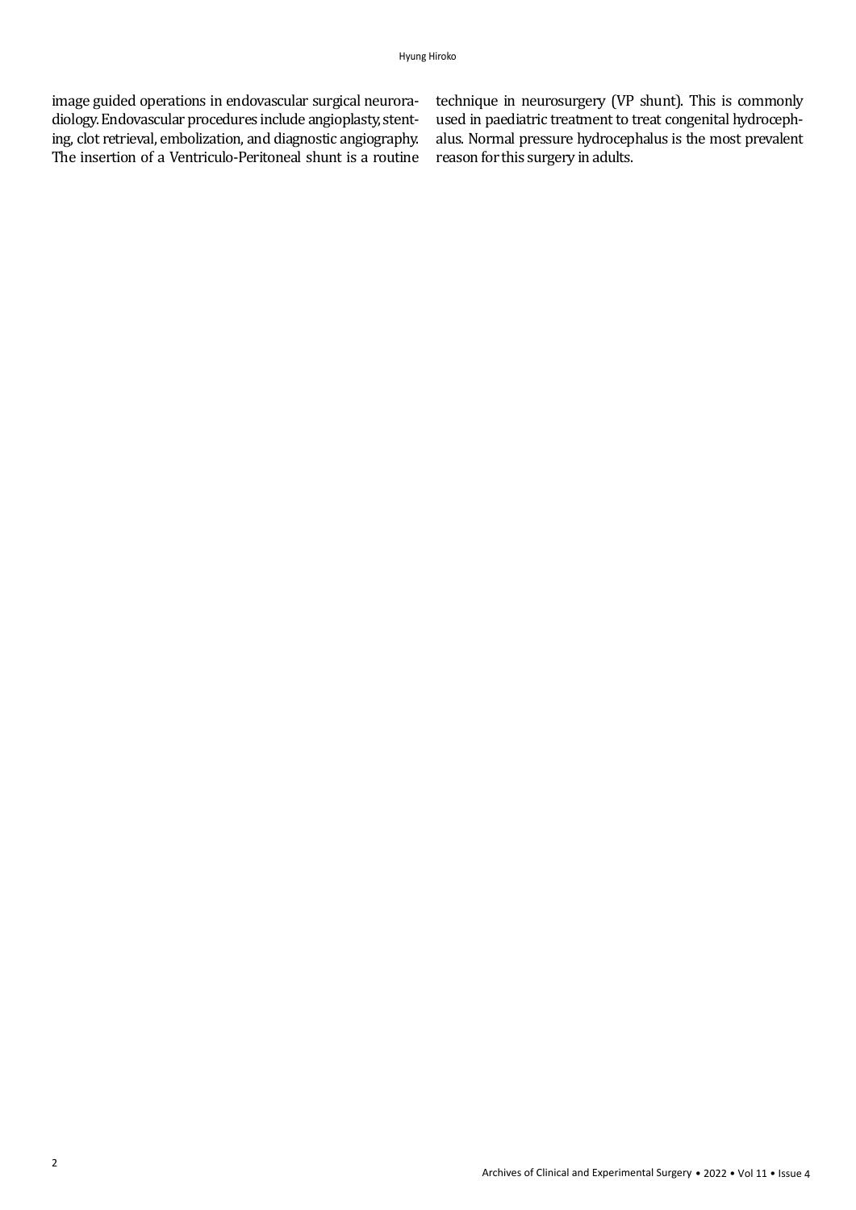image guided operations in endovascular surgical neuroradiology. Endovascular procedures include angioplasty, stenting, clot retrieval, embolization, and diagnostic angiography. The insertion of a Ventriculo-Peritoneal shunt is a routine technique in neurosurgery (VP shunt). This is commonly used in paediatric treatment to treat congenital hydrocephalus. Normal pressure hydrocephalus is the most prevalent reason for this surgery in adults.